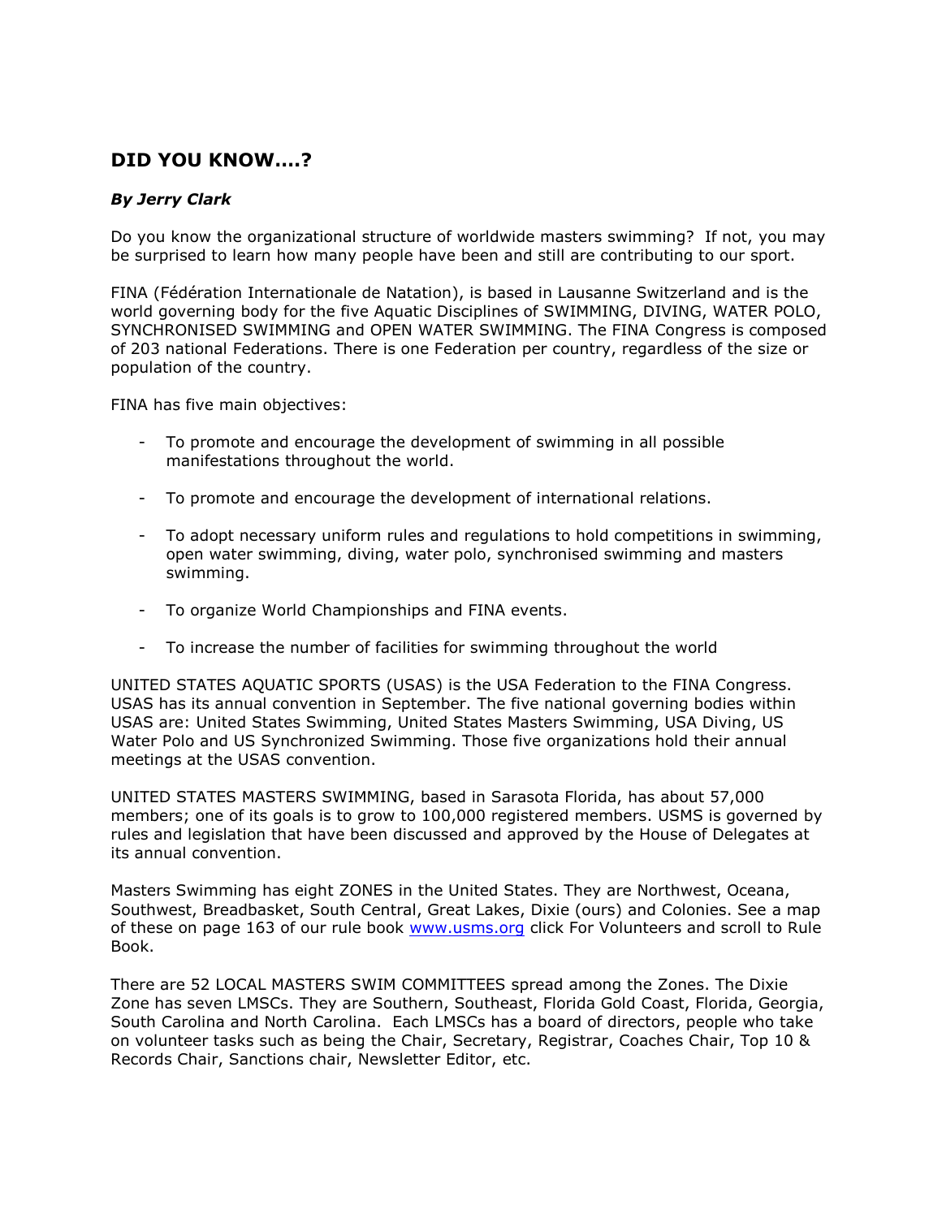## DID YOU KNOW….?

***By Jerry Clark***

Do you know the organizational structure of worldwide masters swimming? If not, you may be surprised to learn how many people have been and still are contributing to our sport.

FINA (Fédération Internationale de Natation), is based in Lausanne Switzerland and is the world governing body for the five Aquatic Disciplines of SWIMMING, DIVING, WATER POLO, SYNCHRONISED SWIMMING and OPEN WATER SWIMMING. The FINA Congress is composed of 203 national Federations. There is one Federation per country, regardless of the size or population of the country.

FINA has five main objectives:

- To promote and encourage the development of swimming in all possible manifestations throughout the world.
- To promote and encourage the development of international relations.
- To adopt necessary uniform rules and regulations to hold competitions in swimming, open water swimming, diving, water polo, synchronised swimming and masters swimming.
- To organize World Championships and FINA events.
- To increase the number of facilities for swimming throughout the world

UNITED STATES AQUATIC SPORTS (USAS) is the USA Federation to the FINA Congress. USAS has its annual convention in September. The five national governing bodies within USAS are: United States Swimming, United States Masters Swimming, USA Diving, US Water Polo and US Synchronized Swimming. Those five organizations hold their annual meetings at the USAS convention.

UNITED STATES MASTERS SWIMMING, based in Sarasota Florida, has about 57,000 members; one of its goals is to grow to 100,000 registered members. USMS is governed by rules and legislation that have been discussed and approved by the House of Delegates at its annual convention.

Masters Swimming has eight ZONES in the United States. They are Northwest, Oceana, Southwest, Breadbasket, South Central, Great Lakes, Dixie (ours) and Colonies. See a map of these on page 163 of our rule book [www.usms.org](http://www.usms.org) click For Volunteers and scroll to Rule Book.

There are 52 LOCAL MASTERS SWIM COMMITTEES spread among the Zones. The Dixie Zone has seven LMSCs. They are Southern, Southeast, Florida Gold Coast, Florida, Georgia, South Carolina and North Carolina. Each LMSCs has a board of directors, people who take on volunteer tasks such as being the Chair, Secretary, Registrar, Coaches Chair, Top 10 & Records Chair, Sanctions chair, Newsletter Editor, etc.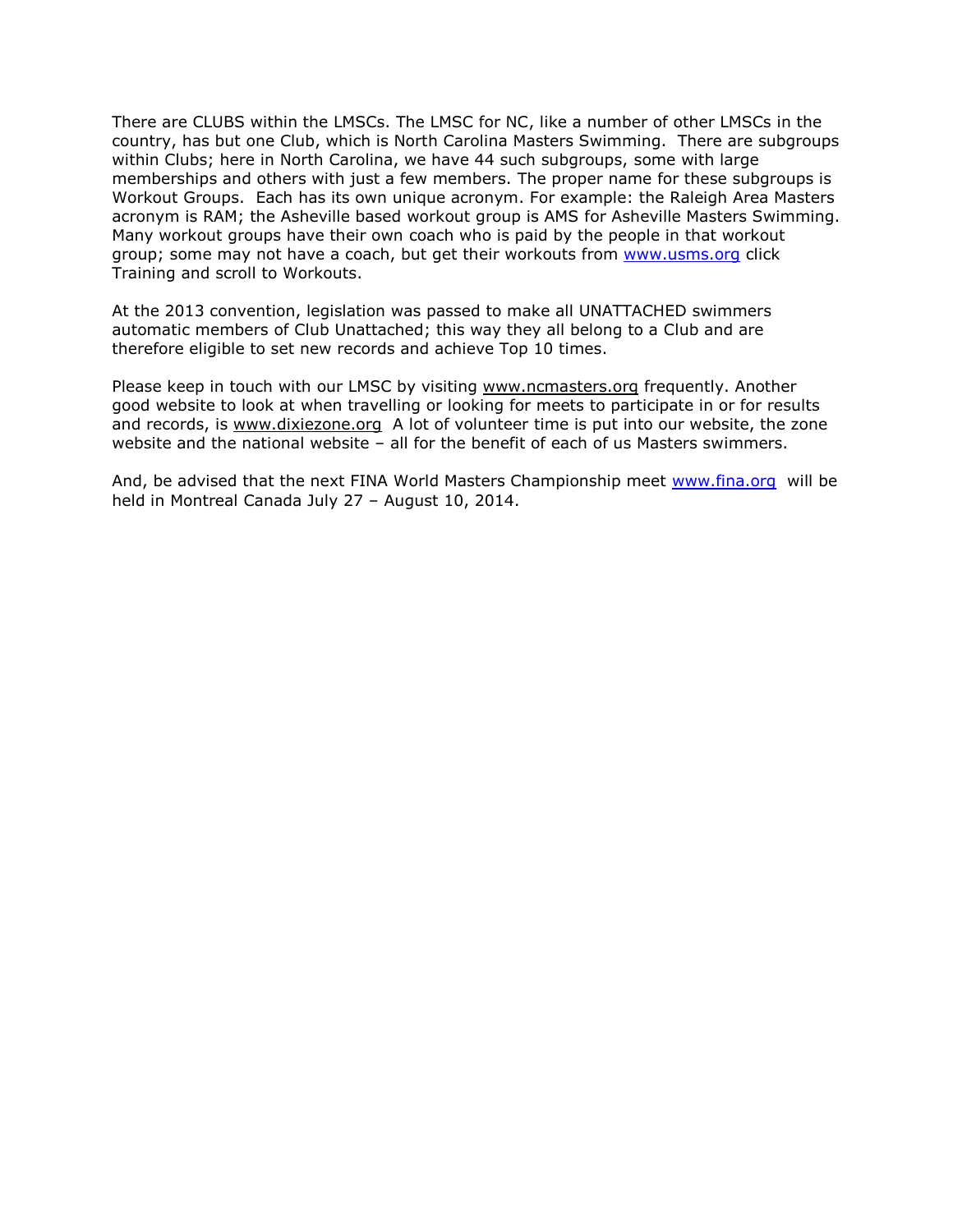There are CLUBS within the LMSCs. The LMSC for NC, like a number of other LMSCs in the country, has but one Club, which is North Carolina Masters Swimming. There are subgroups within Clubs; here in North Carolina, we have 44 such subgroups, some with large memberships and others with just a few members. The proper name for these subgroups is Workout Groups. Each has its own unique acronym. For example: the Raleigh Area Masters acronym is RAM; the Asheville based workout group is AMS for Asheville Masters Swimming. Many workout groups have their own coach who is paid by the people in that workout group; some may not have a coach, but get their workouts from www.usms.org click Training and scroll to Workouts.

At the 2013 convention, legislation was passed to make all UNATTACHED swimmers automatic members of Club Unattached; this way they all belong to a Club and are therefore eligible to set new records and achieve Top 10 times.

Please keep in touch with our LMSC by visiting www.ncmasters.org frequently. Another good website to look at when travelling or looking for meets to participate in or for results and records, is www.dixiezone.org A lot of volunteer time is put into our website, the zone website and the national website – all for the benefit of each of us Masters swimmers.

And, be advised that the next FINA World Masters Championship meet www.fina.org will be held in Montreal Canada July 27 – August 10, 2014.